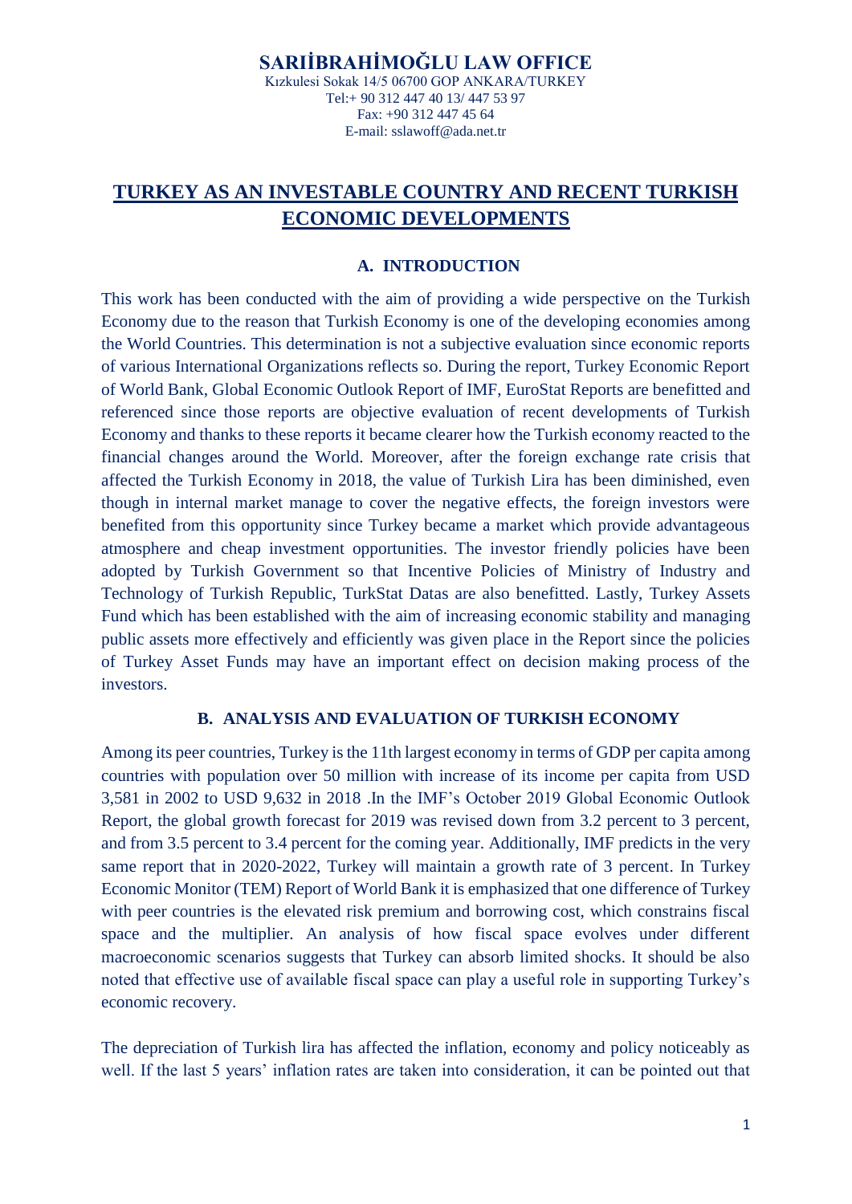# SARIİBRAHİMOĞLU LAW OFFICE

Kızkulesi Sokak 14/5 06700 GOP ANKARA/TURKEY
Tel:+ 90 312 447 40 13/ 447 53 97
Fax: +90 312 447 45 64
E-mail: sslawoff@ada.net.tr

# TURKEY AS AN INVESTABLE COUNTRY AND RECENT TURKISH ECONOMIC DEVELOPMENTS

## A. INTRODUCTION

This work has been conducted with the aim of providing a wide perspective on the Turkish Economy due to the reason that Turkish Economy is one of the developing economies among the World Countries. This determination is not a subjective evaluation since economic reports of various International Organizations reflects so. During the report, Turkey Economic Report of World Bank, Global Economic Outlook Report of IMF, EuroStat Reports are benefitted and referenced since those reports are objective evaluation of recent developments of Turkish Economy and thanks to these reports it became clearer how the Turkish economy reacted to the financial changes around the World. Moreover, after the foreign exchange rate crisis that affected the Turkish Economy in 2018, the value of Turkish Lira has been diminished, even though in internal market manage to cover the negative effects, the foreign investors were benefited from this opportunity since Turkey became a market which provide advantageous atmosphere and cheap investment opportunities. The investor friendly policies have been adopted by Turkish Government so that Incentive Policies of Ministry of Industry and Technology of Turkish Republic, TurkStat Datas are also benefitted. Lastly, Turkey Assets Fund which has been established with the aim of increasing economic stability and managing public assets more effectively and efficiently was given place in the Report since the policies of Turkey Asset Funds may have an important effect on decision making process of the investors.

## B. ANALYSIS AND EVALUATION OF TURKISH ECONOMY

Among its peer countries, Turkey is the 11th largest economy in terms of GDP per capita among countries with population over 50 million with increase of its income per capita from USD 3,581 in 2002 to USD 9,632 in 2018 .In the IMF's October 2019 Global Economic Outlook Report, the global growth forecast for 2019 was revised down from 3.2 percent to 3 percent, and from 3.5 percent to 3.4 percent for the coming year. Additionally, IMF predicts in the very same report that in 2020-2022, Turkey will maintain a growth rate of 3 percent. In Turkey Economic Monitor (TEM) Report of World Bank it is emphasized that one difference of Turkey with peer countries is the elevated risk premium and borrowing cost, which constrains fiscal space and the multiplier. An analysis of how fiscal space evolves under different macroeconomic scenarios suggests that Turkey can absorb limited shocks. It should be also noted that effective use of available fiscal space can play a useful role in supporting Turkey's economic recovery.

The depreciation of Turkish lira has affected the inflation, economy and policy noticeably as well. If the last 5 years' inflation rates are taken into consideration, it can be pointed out that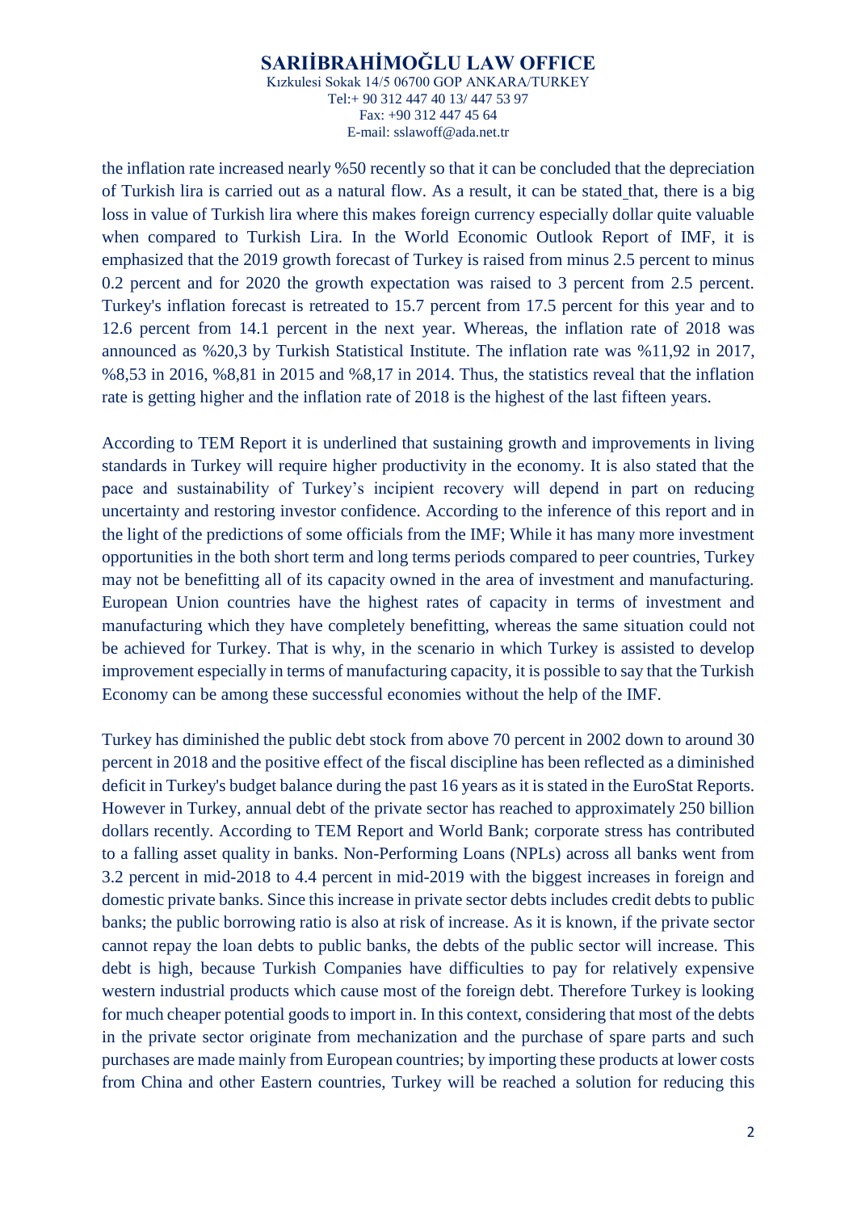the inflation rate increased nearly %50 recently so that it can be concluded that the depreciation of Turkish lira is carried out as a natural flow. As a result, it can be stated that, there is a big loss in value of Turkish lira where this makes foreign currency especially dollar quite valuable when compared to Turkish Lira. In the World Economic Outlook Report of IMF, it is emphasized that the 2019 growth forecast of Turkey is raised from minus 2.5 percent to minus 0.2 percent and for 2020 the growth expectation was raised to 3 percent from 2.5 percent. Turkey's inflation forecast is retreated to 15.7 percent from 17.5 percent for this year and to 12.6 percent from 14.1 percent in the next year. Whereas, the inflation rate of 2018 was announced as %20,3 by Turkish Statistical Institute. The inflation rate was %11,92 in 2017, %8,53 in 2016, %8,81 in 2015 and %8,17 in 2014. Thus, the statistics reveal that the inflation rate is getting higher and the inflation rate of 2018 is the highest of the last fifteen years.

According to TEM Report it is underlined that sustaining growth and improvements in living standards in Turkey will require higher productivity in the economy. It is also stated that the pace and sustainability of Turkey's incipient recovery will depend in part on reducing uncertainty and restoring investor confidence. According to the inference of this report and in the light of the predictions of some officials from the IMF; While it has many more investment opportunities in the both short term and long terms periods compared to peer countries, Turkey may not be benefitting all of its capacity owned in the area of investment and manufacturing. European Union countries have the highest rates of capacity in terms of investment and manufacturing which they have completely benefitting, whereas the same situation could not be achieved for Turkey. That is why, in the scenario in which Turkey is assisted to develop improvement especially in terms of manufacturing capacity, it is possible to say that the Turkish Economy can be among these successful economies without the help of the IMF.

Turkey has diminished the public debt stock from above 70 percent in 2002 down to around 30 percent in 2018 and the positive effect of the fiscal discipline has been reflected as a diminished deficit in Turkey's budget balance during the past 16 years as it is stated in the EuroStat Reports. However in Turkey, annual debt of the private sector has reached to approximately 250 billion dollars recently. According to TEM Report and World Bank; corporate stress has contributed to a falling asset quality in banks. Non-Performing Loans (NPLs) across all banks went from 3.2 percent in mid-2018 to 4.4 percent in mid-2019 with the biggest increases in foreign and domestic private banks. Since this increase in private sector debts includes credit debts to public banks; the public borrowing ratio is also at risk of increase. As it is known, if the private sector cannot repay the loan debts to public banks, the debts of the public sector will increase. This debt is high, because Turkish Companies have difficulties to pay for relatively expensive western industrial products which cause most of the foreign debt. Therefore Turkey is looking for much cheaper potential goods to import in. In this context, considering that most of the debts in the private sector originate from mechanization and the purchase of spare parts and such purchases are made mainly from European countries; by importing these products at lower costs from China and other Eastern countries, Turkey will be reached a solution for reducing this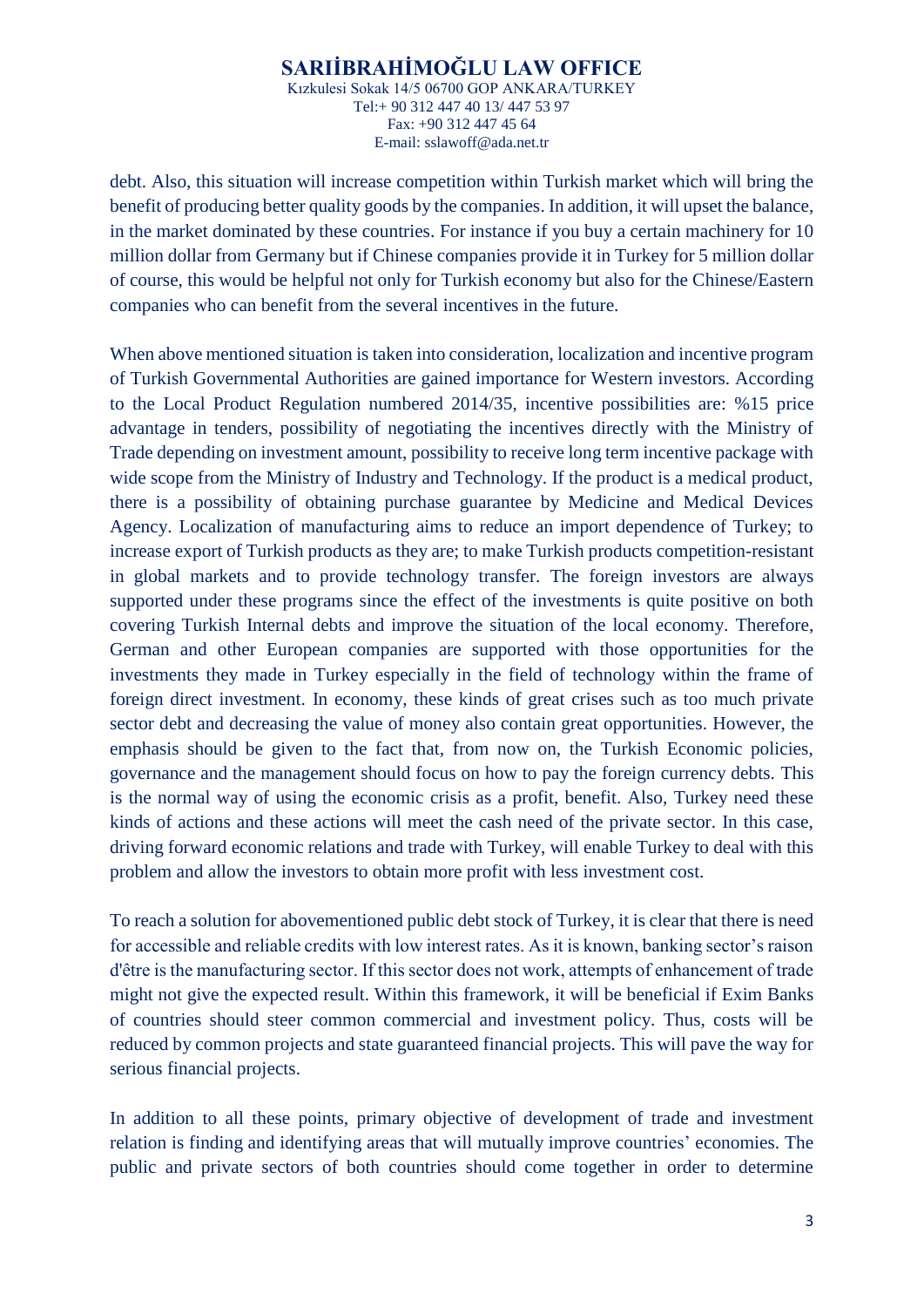debt. Also, this situation will increase competition within Turkish market which will bring the benefit of producing better quality goods by the companies. In addition, it will upset the balance, in the market dominated by these countries. For instance if you buy a certain machinery for 10 million dollar from Germany but if Chinese companies provide it in Turkey for 5 million dollar of course, this would be helpful not only for Turkish economy but also for the Chinese/Eastern companies who can benefit from the several incentives in the future.

When above mentioned situation is taken into consideration, localization and incentive program of Turkish Governmental Authorities are gained importance for Western investors. According to the Local Product Regulation numbered 2014/35, incentive possibilities are: %15 price advantage in tenders, possibility of negotiating the incentives directly with the Ministry of Trade depending on investment amount, possibility to receive long term incentive package with wide scope from the Ministry of Industry and Technology. If the product is a medical product, there is a possibility of obtaining purchase guarantee by Medicine and Medical Devices Agency. Localization of manufacturing aims to reduce an import dependence of Turkey; to increase export of Turkish products as they are; to make Turkish products competition-resistant in global markets and to provide technology transfer. The foreign investors are always supported under these programs since the effect of the investments is quite positive on both covering Turkish Internal debts and improve the situation of the local economy. Therefore, German and other European companies are supported with those opportunities for the investments they made in Turkey especially in the field of technology within the frame of foreign direct investment. In economy, these kinds of great crises such as too much private sector debt and decreasing the value of money also contain great opportunities. However, the emphasis should be given to the fact that, from now on, the Turkish Economic policies, governance and the management should focus on how to pay the foreign currency debts. This is the normal way of using the economic crisis as a profit, benefit. Also, Turkey need these kinds of actions and these actions will meet the cash need of the private sector. In this case, driving forward economic relations and trade with Turkey, will enable Turkey to deal with this problem and allow the investors to obtain more profit with less investment cost.

To reach a solution for abovementioned public debt stock of Turkey, it is clear that there is need for accessible and reliable credits with low interest rates. As it is known, banking sector's raison d'être is the manufacturing sector. If this sector does not work, attempts of enhancement of trade might not give the expected result. Within this framework, it will be beneficial if Exim Banks of countries should steer common commercial and investment policy. Thus, costs will be reduced by common projects and state guaranteed financial projects. This will pave the way for serious financial projects.

In addition to all these points, primary objective of development of trade and investment relation is finding and identifying areas that will mutually improve countries' economies. The public and private sectors of both countries should come together in order to determine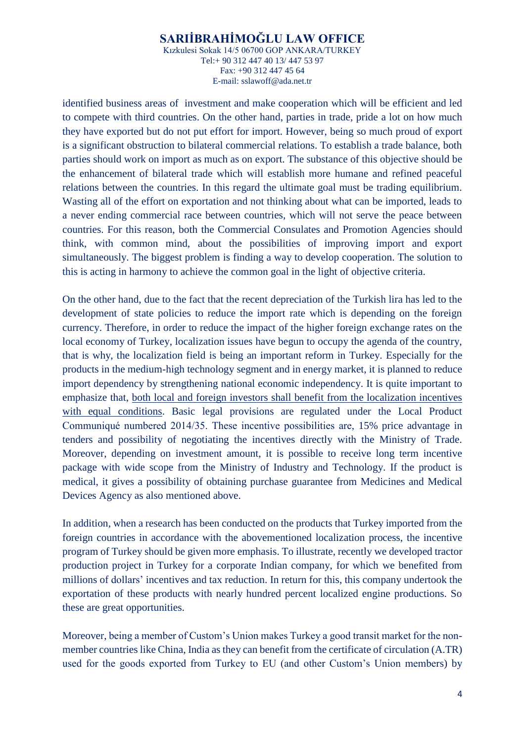identified business areas of investment and make cooperation which will be efficient and led to compete with third countries. On the other hand, parties in trade, pride a lot on how much they have exported but do not put effort for import. However, being so much proud of export is a significant obstruction to bilateral commercial relations. To establish a trade balance, both parties should work on import as much as on export. The substance of this objective should be the enhancement of bilateral trade which will establish more humane and refined peaceful relations between the countries. In this regard the ultimate goal must be trading equilibrium. Wasting all of the effort on exportation and not thinking about what can be imported, leads to a never ending commercial race between countries, which will not serve the peace between countries. For this reason, both the Commercial Consulates and Promotion Agencies should think, with common mind, about the possibilities of improving import and export simultaneously. The biggest problem is finding a way to develop cooperation. The solution to this is acting in harmony to achieve the common goal in the light of objective criteria.

On the other hand, due to the fact that the recent depreciation of the Turkish lira has led to the development of state policies to reduce the import rate which is depending on the foreign currency. Therefore, in order to reduce the impact of the higher foreign exchange rates on the local economy of Turkey, localization issues have begun to occupy the agenda of the country, that is why, the localization field is being an important reform in Turkey. Especially for the products in the medium-high technology segment and in energy market, it is planned to reduce import dependency by strengthening national economic independency. It is quite important to emphasize that, <u>both local and foreign investors shall benefit from the localization incentives with equal conditions</u>. Basic legal provisions are regulated under the Local Product Communiqué numbered 2014/35. These incentive possibilities are, 15% price advantage in tenders and possibility of negotiating the incentives directly with the Ministry of Trade. Moreover, depending on investment amount, it is possible to receive long term incentive package with wide scope from the Ministry of Industry and Technology. If the product is medical, it gives a possibility of obtaining purchase guarantee from Medicines and Medical Devices Agency as also mentioned above.

In addition, when a research has been conducted on the products that Turkey imported from the foreign countries in accordance with the abovementioned localization process, the incentive program of Turkey should be given more emphasis. To illustrate, recently we developed tractor production project in Turkey for a corporate Indian company, for which we benefited from millions of dollars' incentives and tax reduction. In return for this, this company undertook the exportation of these products with nearly hundred percent localized engine productions. So these are great opportunities.

Moreover, being a member of Custom's Union makes Turkey a good transit market for the non-member countries like China, India as they can benefit from the certificate of circulation (A.TR) used for the goods exported from Turkey to EU (and other Custom's Union members) by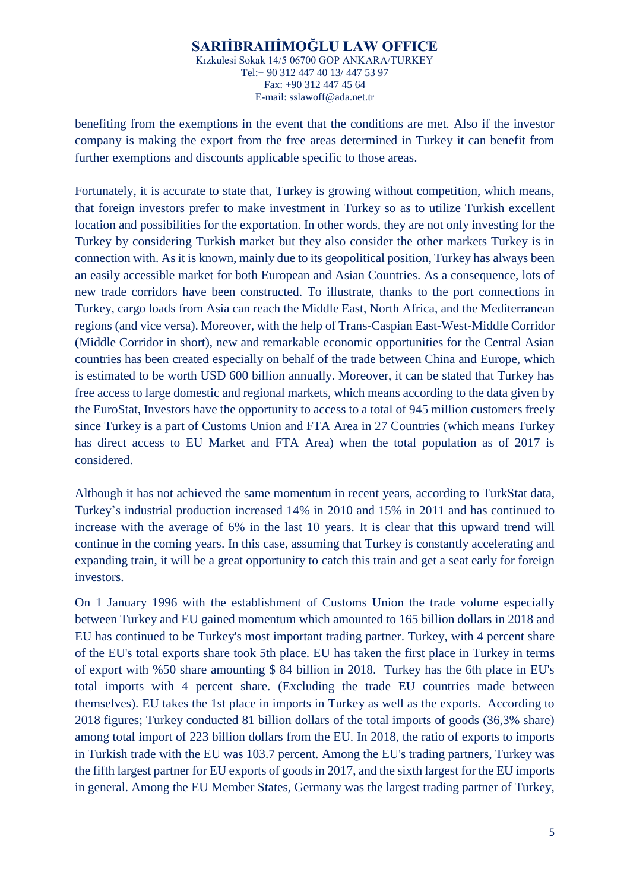benefiting from the exemptions in the event that the conditions are met. Also if the investor company is making the export from the free areas determined in Turkey it can benefit from further exemptions and discounts applicable specific to those areas.

Fortunately, it is accurate to state that, Turkey is growing without competition, which means, that foreign investors prefer to make investment in Turkey so as to utilize Turkish excellent location and possibilities for the exportation. In other words, they are not only investing for the Turkey by considering Turkish market but they also consider the other markets Turkey is in connection with. As it is known, mainly due to its geopolitical position, Turkey has always been an easily accessible market for both European and Asian Countries. As a consequence, lots of new trade corridors have been constructed. To illustrate, thanks to the port connections in Turkey, cargo loads from Asia can reach the Middle East, North Africa, and the Mediterranean regions (and vice versa). Moreover, with the help of Trans-Caspian East-West-Middle Corridor (Middle Corridor in short), new and remarkable economic opportunities for the Central Asian countries has been created especially on behalf of the trade between China and Europe, which is estimated to be worth USD 600 billion annually. Moreover, it can be stated that Turkey has free access to large domestic and regional markets, which means according to the data given by the EuroStat, Investors have the opportunity to access to a total of 945 million customers freely since Turkey is a part of Customs Union and FTA Area in 27 Countries (which means Turkey has direct access to EU Market and FTA Area) when the total population as of 2017 is considered.

Although it has not achieved the same momentum in recent years, according to TurkStat data, Turkey's industrial production increased 14% in 2010 and 15% in 2011 and has continued to increase with the average of 6% in the last 10 years. It is clear that this upward trend will continue in the coming years. In this case, assuming that Turkey is constantly accelerating and expanding train, it will be a great opportunity to catch this train and get a seat early for foreign investors.

On 1 January 1996 with the establishment of Customs Union the trade volume especially between Turkey and EU gained momentum which amounted to 165 billion dollars in 2018 and EU has continued to be Turkey's most important trading partner. Turkey, with 4 percent share of the EU's total exports share took 5th place. EU has taken the first place in Turkey in terms of export with %50 share amounting $ 84 billion in 2018. Turkey has the 6th place in EU's total imports with 4 percent share. (Excluding the trade EU countries made between themselves). EU takes the 1st place in imports in Turkey as well as the exports. According to 2018 figures; Turkey conducted 81 billion dollars of the total imports of goods (36,3% share) among total import of 223 billion dollars from the EU. In 2018, the ratio of exports to imports in Turkish trade with the EU was 103.7 percent. Among the EU's trading partners, Turkey was the fifth largest partner for EU exports of goods in 2017, and the sixth largest for the EU imports in general. Among the EU Member States, Germany was the largest trading partner of Turkey,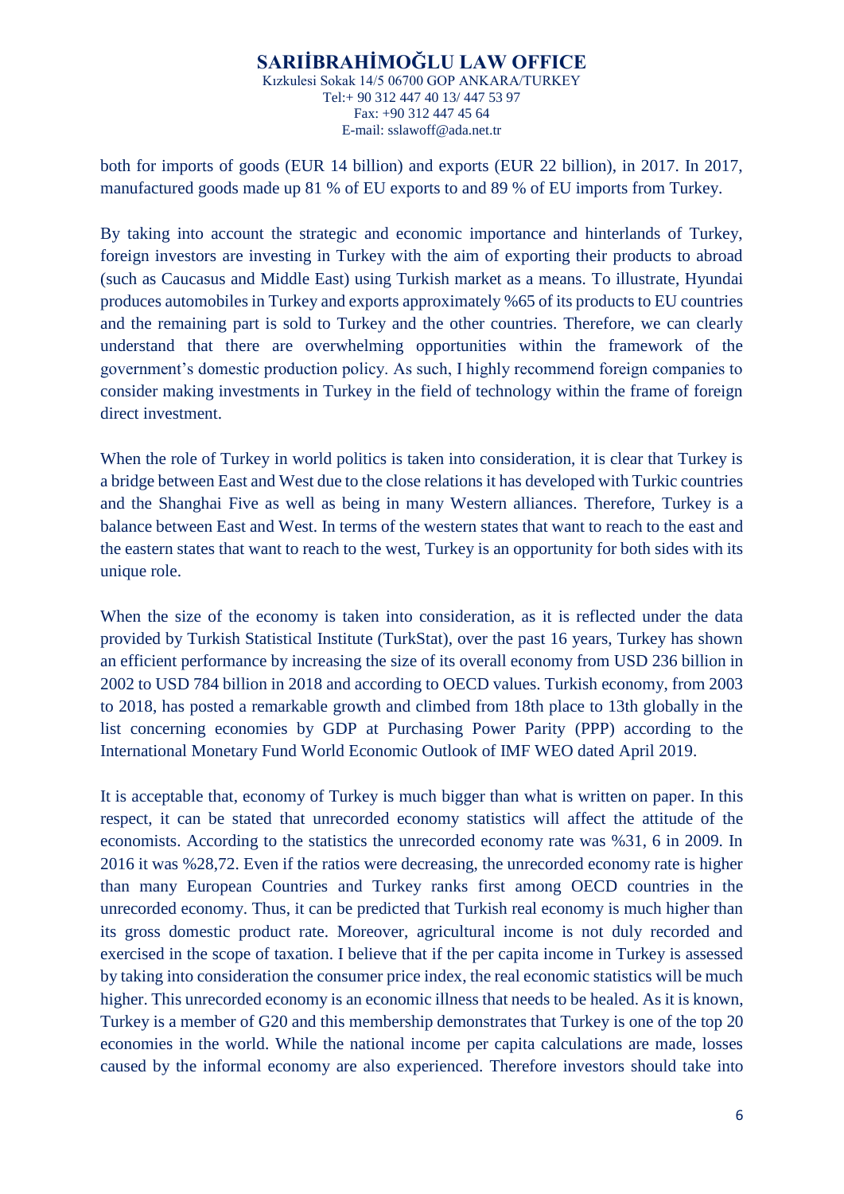both for imports of goods (EUR 14 billion) and exports (EUR 22 billion), in 2017. In 2017, manufactured goods made up 81 % of EU exports to and 89 % of EU imports from Turkey.

By taking into account the strategic and economic importance and hinterlands of Turkey, foreign investors are investing in Turkey with the aim of exporting their products to abroad (such as Caucasus and Middle East) using Turkish market as a means. To illustrate, Hyundai produces automobiles in Turkey and exports approximately %65 of its products to EU countries and the remaining part is sold to Turkey and the other countries. Therefore, we can clearly understand that there are overwhelming opportunities within the framework of the government's domestic production policy. As such, I highly recommend foreign companies to consider making investments in Turkey in the field of technology within the frame of foreign direct investment.

When the role of Turkey in world politics is taken into consideration, it is clear that Turkey is a bridge between East and West due to the close relations it has developed with Turkic countries and the Shanghai Five as well as being in many Western alliances. Therefore, Turkey is a balance between East and West. In terms of the western states that want to reach to the east and the eastern states that want to reach to the west, Turkey is an opportunity for both sides with its unique role.

When the size of the economy is taken into consideration, as it is reflected under the data provided by Turkish Statistical Institute (TurkStat), over the past 16 years, Turkey has shown an efficient performance by increasing the size of its overall economy from USD 236 billion in 2002 to USD 784 billion in 2018 and according to OECD values. Turkish economy, from 2003 to 2018, has posted a remarkable growth and climbed from 18th place to 13th globally in the list concerning economies by GDP at Purchasing Power Parity (PPP) according to the International Monetary Fund World Economic Outlook of IMF WEO dated April 2019.

It is acceptable that, economy of Turkey is much bigger than what is written on paper. In this respect, it can be stated that unrecorded economy statistics will affect the attitude of the economists. According to the statistics the unrecorded economy rate was %31, 6 in 2009. In 2016 it was %28,72. Even if the ratios were decreasing, the unrecorded economy rate is higher than many European Countries and Turkey ranks first among OECD countries in the unrecorded economy. Thus, it can be predicted that Turkish real economy is much higher than its gross domestic product rate. Moreover, agricultural income is not duly recorded and exercised in the scope of taxation. I believe that if the per capita income in Turkey is assessed by taking into consideration the consumer price index, the real economic statistics will be much higher. This unrecorded economy is an economic illness that needs to be healed. As it is known, Turkey is a member of G20 and this membership demonstrates that Turkey is one of the top 20 economies in the world. While the national income per capita calculations are made, losses caused by the informal economy are also experienced. Therefore investors should take into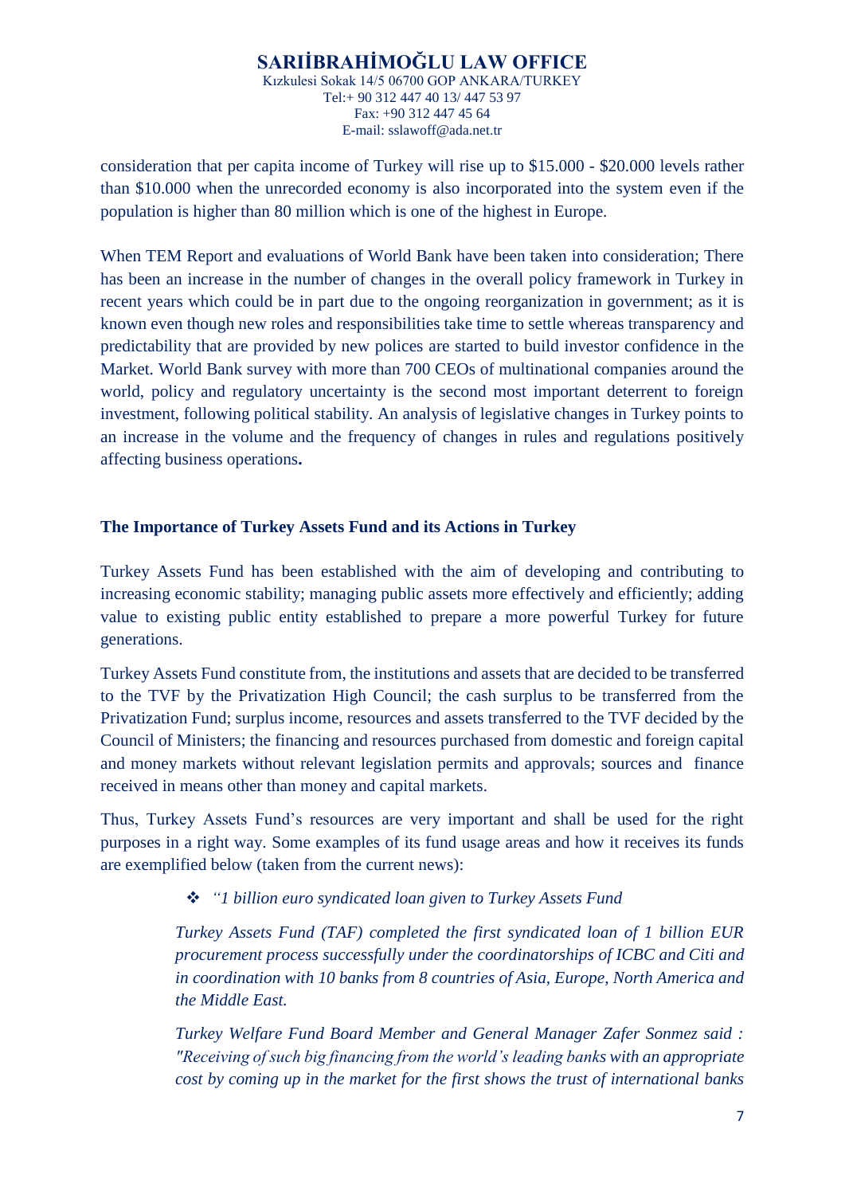consideration that per capita income of Turkey will rise up to $15.000 - $20.000 levels rather than $10.000 when the unrecorded economy is also incorporated into the system even if the population is higher than 80 million which is one of the highest in Europe.

When TEM Report and evaluations of World Bank have been taken into consideration; There has been an increase in the number of changes in the overall policy framework in Turkey in recent years which could be in part due to the ongoing reorganization in government; as it is known even though new roles and responsibilities take time to settle whereas transparency and predictability that are provided by new polices are started to build investor confidence in the Market. World Bank survey with more than 700 CEOs of multinational companies around the world, policy and regulatory uncertainty is the second most important deterrent to foreign investment, following political stability. An analysis of legislative changes in Turkey points to an increase in the volume and the frequency of changes in rules and regulations positively affecting business operations**.**

## The Importance of Turkey Assets Fund and its Actions in Turkey

Turkey Assets Fund has been established with the aim of developing and contributing to increasing economic stability; managing public assets more effectively and efficiently; adding value to existing public entity established to prepare a more powerful Turkey for future generations.

Turkey Assets Fund constitute from, the institutions and assets that are decided to be transferred to the TVF by the Privatization High Council; the cash surplus to be transferred from the Privatization Fund; surplus income, resources and assets transferred to the TVF decided by the Council of Ministers; the financing and resources purchased from domestic and foreign capital and money markets without relevant legislation permits and approvals; sources and finance received in means other than money and capital markets.

Thus, Turkey Assets Fund's resources are very important and shall be used for the right purposes in a right way. Some examples of its fund usage areas and how it receives its funds are exemplified below (taken from the current news):

- *"1 billion euro syndicated loan given to Turkey Assets Fund*

> *Turkey Assets Fund (TAF) completed the first syndicated loan of 1 billion EUR procurement process successfully under the coordinatorships of ICBC and Citi and in coordination with 10 banks from 8 countries of Asia, Europe, North America and the Middle East.*
>
> *Turkey Welfare Fund Board Member and General Manager Zafer Sonmez said : "Receiving of such big financing from the world's leading banks with an appropriate cost by coming up in the market for the first shows the trust of international banks*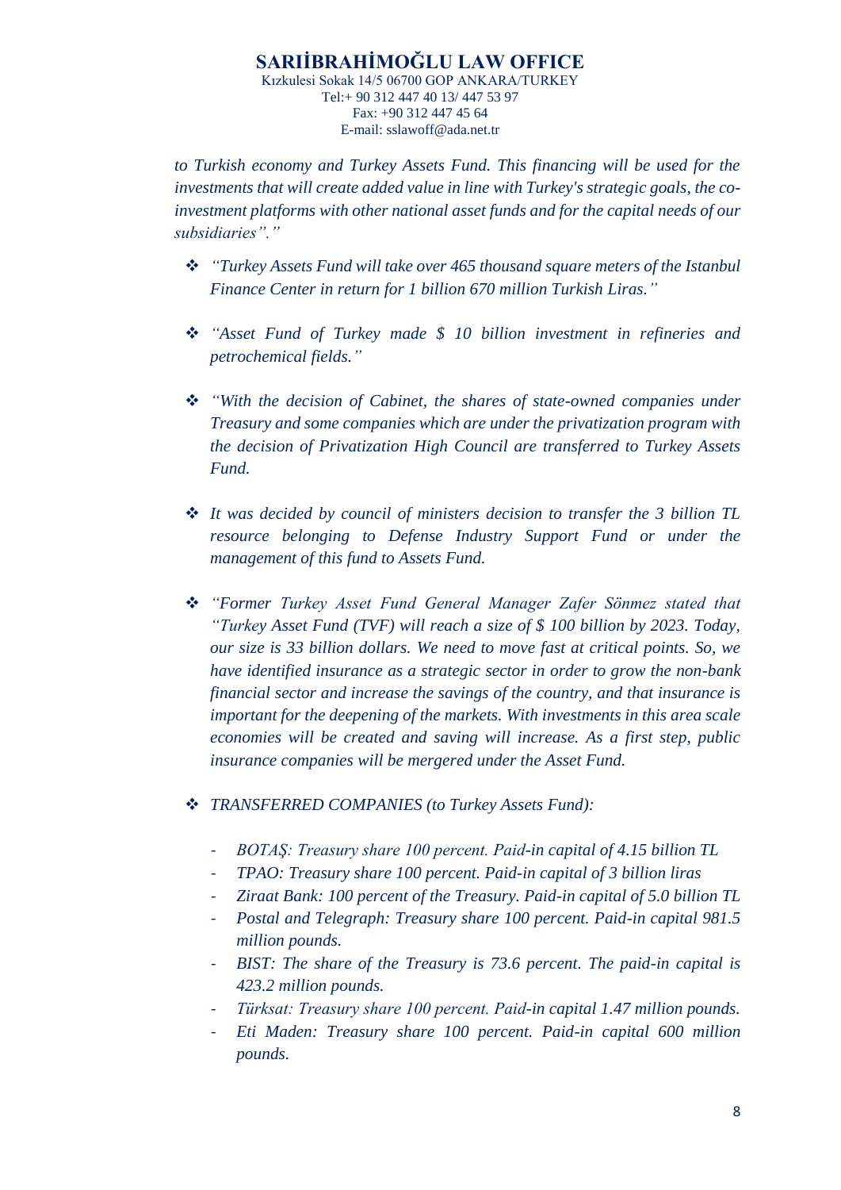*to Turkish economy and Turkey Assets Fund. This financing will be used for the investments that will create added value in line with Turkey's strategic goals, the co-investment platforms with other national asset funds and for the capital needs of our subsidiaries".*"

- *"Turkey Assets Fund will take over 465 thousand square meters of the Istanbul Finance Center in return for 1 billion 670 million Turkish Liras."*

- *"Asset Fund of Turkey made $ 10 billion investment in refineries and petrochemical fields."*

- *"With the decision of Cabinet, the shares of state-owned companies under Treasury and some companies which are under the privatization program with the decision of Privatization High Council are transferred to Turkey Assets Fund.*

- *It was decided by council of ministers decision to transfer the 3 billion TL resource belonging to Defense Industry Support Fund or under the management of this fund to Assets Fund.*

- *"Former Turkey Asset Fund General Manager Zafer Sönmez stated that "Turkey Asset Fund (TVF) will reach a size of $ 100 billion by 2023. Today, our size is 33 billion dollars. We need to move fast at critical points. So, we have identified insurance as a strategic sector in order to grow the non-bank financial sector and increase the savings of the country, and that insurance is important for the deepening of the markets. With investments in this area scale economies will be created and saving will increase. As a first step, public insurance companies will be mergered under the Asset Fund.*

- *TRANSFERRED COMPANIES (to Turkey Assets Fund):*

  - *BOTAŞ: Treasury share 100 percent. Paid-in capital of 4.15 billion TL*
  - *TPAO: Treasury share 100 percent. Paid-in capital of 3 billion liras*
  - *Ziraat Bank: 100 percent of the Treasury. Paid-in capital of 5.0 billion TL*
  - *Postal and Telegraph: Treasury share 100 percent. Paid-in capital 981.5 million pounds.*
  - *BIST: The share of the Treasury is 73.6 percent. The paid-in capital is 423.2 million pounds.*
  - *Türksat: Treasury share 100 percent. Paid-in capital 1.47 million pounds.*
  - *Eti Maden: Treasury share 100 percent. Paid-in capital 600 million pounds.*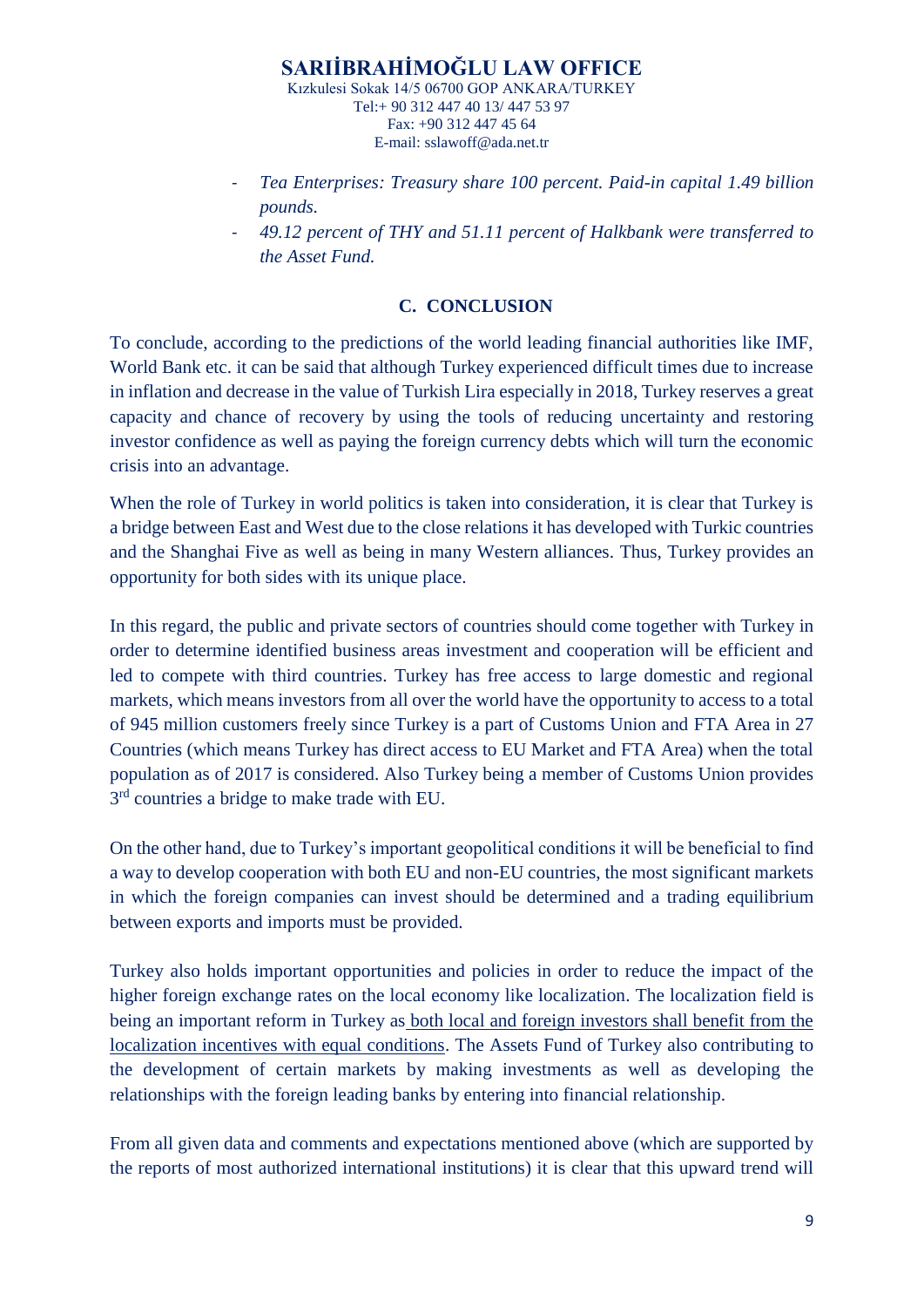- *Tea Enterprises: Treasury share 100 percent. Paid-in capital 1.49 billion pounds.*
- *49.12 percent of THY and 51.11 percent of Halkbank were transferred to the Asset Fund.*

### C. CONCLUSION

To conclude, according to the predictions of the world leading financial authorities like IMF, World Bank etc. it can be said that although Turkey experienced difficult times due to increase in inflation and decrease in the value of Turkish Lira especially in 2018, Turkey reserves a great capacity and chance of recovery by using the tools of reducing uncertainty and restoring investor confidence as well as paying the foreign currency debts which will turn the economic crisis into an advantage.

When the role of Turkey in world politics is taken into consideration, it is clear that Turkey is a bridge between East and West due to the close relations it has developed with Turkic countries and the Shanghai Five as well as being in many Western alliances. Thus, Turkey provides an opportunity for both sides with its unique place.

In this regard, the public and private sectors of countries should come together with Turkey in order to determine identified business areas investment and cooperation will be efficient and led to compete with third countries. Turkey has free access to large domestic and regional markets, which means investors from all over the world have the opportunity to access to a total of 945 million customers freely since Turkey is a part of Customs Union and FTA Area in 27 Countries (which means Turkey has direct access to EU Market and FTA Area) when the total population as of 2017 is considered. Also Turkey being a member of Customs Union provides 3rd countries a bridge to make trade with EU.

On the other hand, due to Turkey's important geopolitical conditions it will be beneficial to find a way to develop cooperation with both EU and non-EU countries, the most significant markets in which the foreign companies can invest should be determined and a trading equilibrium between exports and imports must be provided.

Turkey also holds important opportunities and policies in order to reduce the impact of the higher foreign exchange rates on the local economy like localization. The localization field is being an important reform in Turkey as both local and foreign investors shall benefit from the localization incentives with equal conditions. The Assets Fund of Turkey also contributing to the development of certain markets by making investments as well as developing the relationships with the foreign leading banks by entering into financial relationship.

From all given data and comments and expectations mentioned above (which are supported by the reports of most authorized international institutions) it is clear that this upward trend will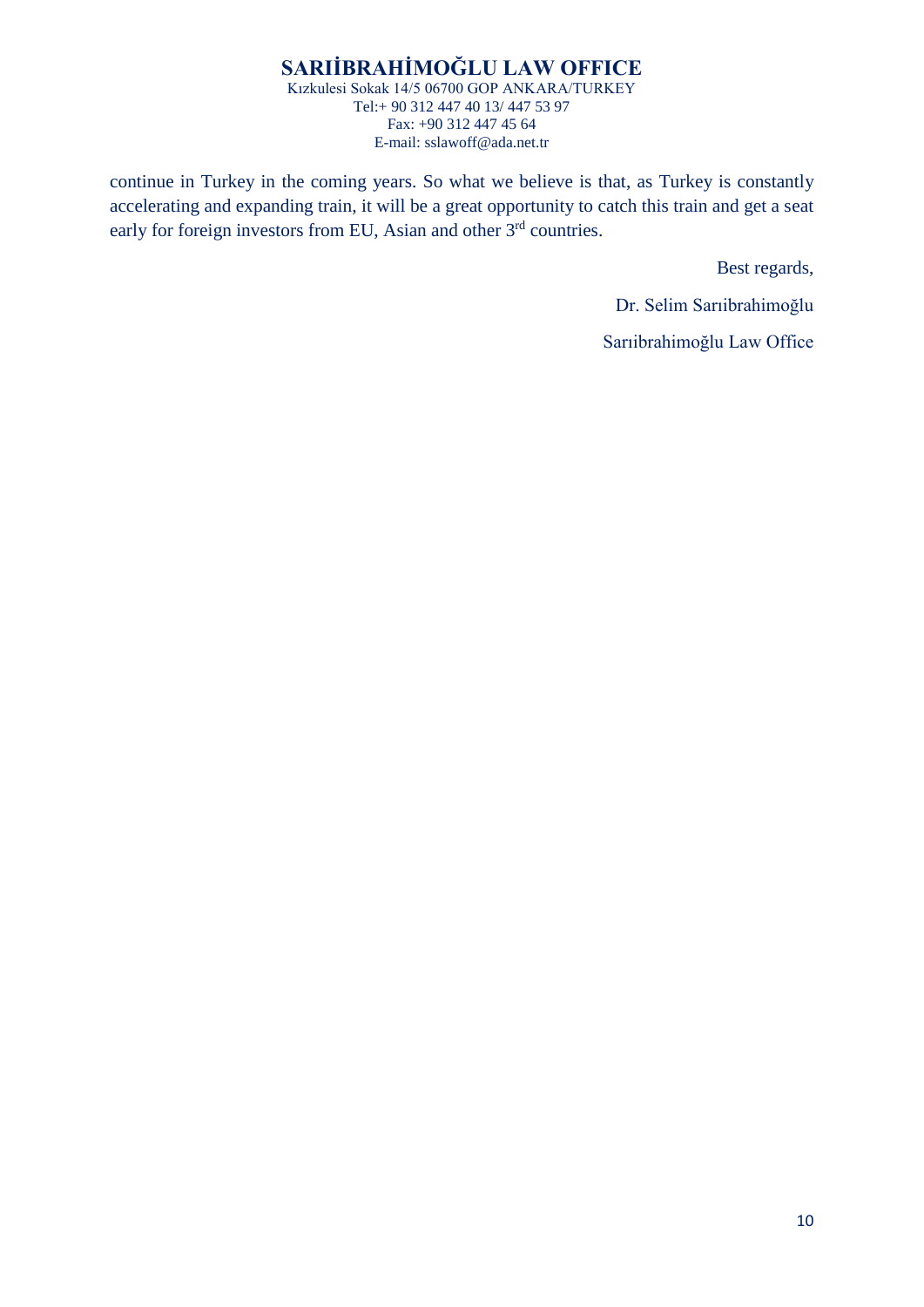continue in Turkey in the coming years. So what we believe is that, as Turkey is constantly accelerating and expanding train, it will be a great opportunity to catch this train and get a seat early for foreign investors from EU, Asian and other 3rd countries.

Best regards,

Dr. Selim Sarıibrahimoğlu

Sarıibrahimoğlu Law Office